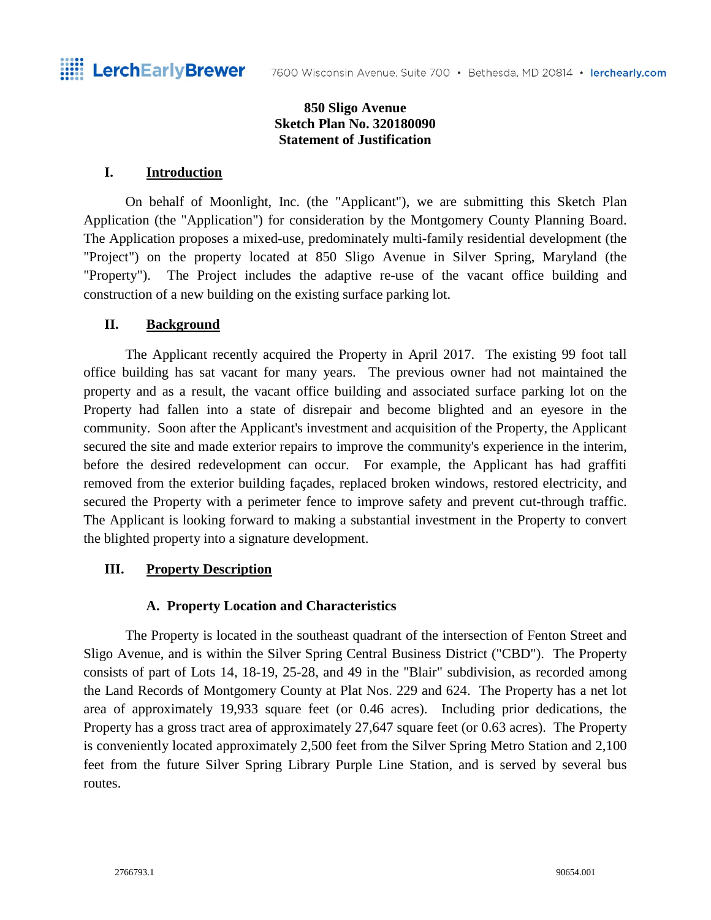**850 Sligo Avenue**
**Sketch Plan No. 320180090**
**Statement of Justification**

## I. Introduction

On behalf of Moonlight, Inc. (the "Applicant"), we are submitting this Sketch Plan Application (the "Application") for consideration by the Montgomery County Planning Board. The Application proposes a mixed-use, predominately multi-family residential development (the "Project") on the property located at 850 Sligo Avenue in Silver Spring, Maryland (the "Property"). The Project includes the adaptive re-use of the vacant office building and construction of a new building on the existing surface parking lot.

## II. Background

The Applicant recently acquired the Property in April 2017. The existing 99 foot tall office building has sat vacant for many years. The previous owner had not maintained the property and as a result, the vacant office building and associated surface parking lot on the Property had fallen into a state of disrepair and become blighted and an eyesore in the community. Soon after the Applicant's investment and acquisition of the Property, the Applicant secured the site and made exterior repairs to improve the community's experience in the interim, before the desired redevelopment can occur. For example, the Applicant has had graffiti removed from the exterior building façades, replaced broken windows, restored electricity, and secured the Property with a perimeter fence to improve safety and prevent cut-through traffic. The Applicant is looking forward to making a substantial investment in the Property to convert the blighted property into a signature development.

## III. Property Description

### A. Property Location and Characteristics

The Property is located in the southeast quadrant of the intersection of Fenton Street and Sligo Avenue, and is within the Silver Spring Central Business District ("CBD"). The Property consists of part of Lots 14, 18-19, 25-28, and 49 in the "Blair" subdivision, as recorded among the Land Records of Montgomery County at Plat Nos. 229 and 624. The Property has a net lot area of approximately 19,933 square feet (or 0.46 acres). Including prior dedications, the Property has a gross tract area of approximately 27,647 square feet (or 0.63 acres). The Property is conveniently located approximately 2,500 feet from the Silver Spring Metro Station and 2,100 feet from the future Silver Spring Library Purple Line Station, and is served by several bus routes.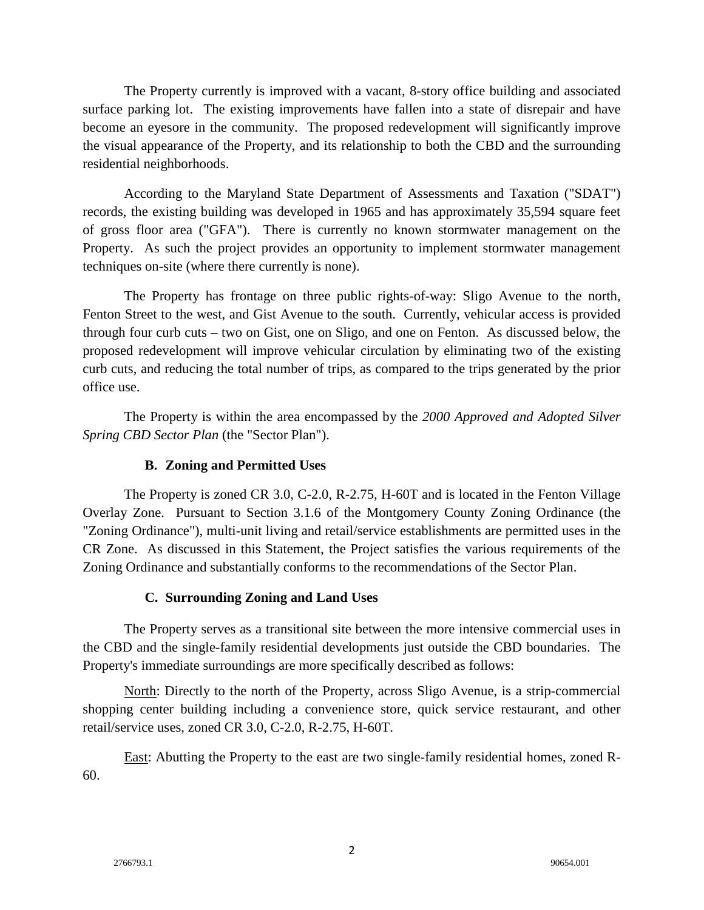The Property currently is improved with a vacant, 8-story office building and associated surface parking lot. The existing improvements have fallen into a state of disrepair and have become an eyesore in the community. The proposed redevelopment will significantly improve the visual appearance of the Property, and its relationship to both the CBD and the surrounding residential neighborhoods.

According to the Maryland State Department of Assessments and Taxation ("SDAT") records, the existing building was developed in 1965 and has approximately 35,594 square feet of gross floor area ("GFA"). There is currently no known stormwater management on the Property. As such the project provides an opportunity to implement stormwater management techniques on-site (where there currently is none).

The Property has frontage on three public rights-of-way: Sligo Avenue to the north, Fenton Street to the west, and Gist Avenue to the south. Currently, vehicular access is provided through four curb cuts – two on Gist, one on Sligo, and one on Fenton. As discussed below, the proposed redevelopment will improve vehicular circulation by eliminating two of the existing curb cuts, and reducing the total number of trips, as compared to the trips generated by the prior office use.

The Property is within the area encompassed by the *2000 Approved and Adopted Silver Spring CBD Sector Plan* (the "Sector Plan").

### B. Zoning and Permitted Uses

The Property is zoned CR 3.0, C-2.0, R-2.75, H-60T and is located in the Fenton Village Overlay Zone. Pursuant to Section 3.1.6 of the Montgomery County Zoning Ordinance (the "Zoning Ordinance"), multi-unit living and retail/service establishments are permitted uses in the CR Zone. As discussed in this Statement, the Project satisfies the various requirements of the Zoning Ordinance and substantially conforms to the recommendations of the Sector Plan.

### C. Surrounding Zoning and Land Uses

The Property serves as a transitional site between the more intensive commercial uses in the CBD and the single-family residential developments just outside the CBD boundaries. The Property's immediate surroundings are more specifically described as follows:

North: Directly to the north of the Property, across Sligo Avenue, is a strip-commercial shopping center building including a convenience store, quick service restaurant, and other retail/service uses, zoned CR 3.0, C-2.0, R-2.75, H-60T.

East: Abutting the Property to the east are two single-family residential homes, zoned R-60.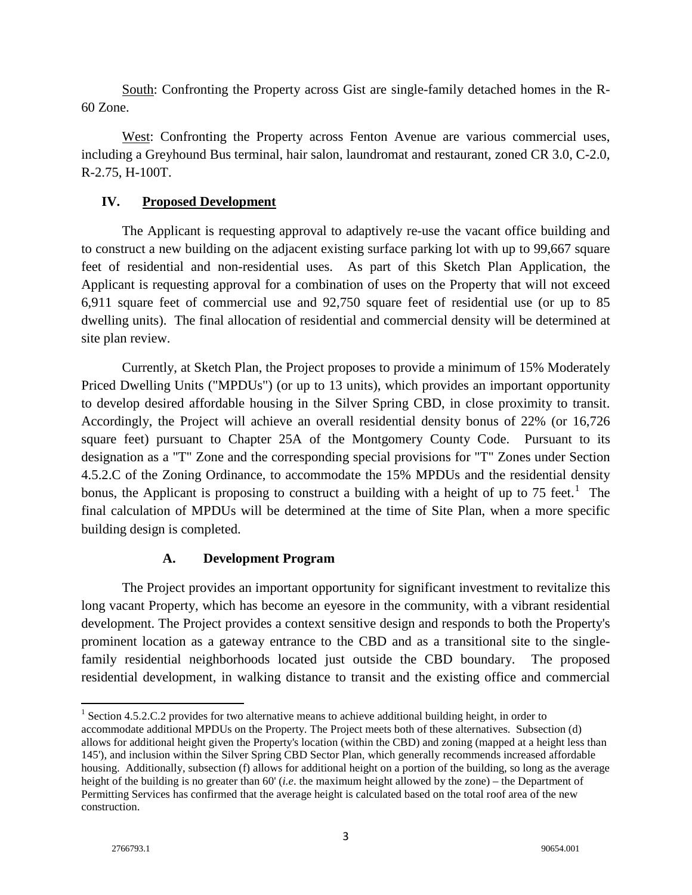South: Confronting the Property across Gist are single-family detached homes in the R-60 Zone.

West: Confronting the Property across Fenton Avenue are various commercial uses, including a Greyhound Bus terminal, hair salon, laundromat and restaurant, zoned CR 3.0, C-2.0, R-2.75, H-100T.

## IV. Proposed Development

The Applicant is requesting approval to adaptively re-use the vacant office building and to construct a new building on the adjacent existing surface parking lot with up to 99,667 square feet of residential and non-residential uses. As part of this Sketch Plan Application, the Applicant is requesting approval for a combination of uses on the Property that will not exceed 6,911 square feet of commercial use and 92,750 square feet of residential use (or up to 85 dwelling units). The final allocation of residential and commercial density will be determined at site plan review.

Currently, at Sketch Plan, the Project proposes to provide a minimum of 15% Moderately Priced Dwelling Units ("MPDUs") (or up to 13 units), which provides an important opportunity to develop desired affordable housing in the Silver Spring CBD, in close proximity to transit. Accordingly, the Project will achieve an overall residential density bonus of 22% (or 16,726 square feet) pursuant to Chapter 25A of the Montgomery County Code. Pursuant to its designation as a "T" Zone and the corresponding special provisions for "T" Zones under Section 4.5.2.C of the Zoning Ordinance, to accommodate the 15% MPDUs and the residential density bonus, the Applicant is proposing to construct a building with a height of up to 75 feet.[1] The final calculation of MPDUs will be determined at the time of Site Plan, when a more specific building design is completed.

### A. Development Program

The Project provides an important opportunity for significant investment to revitalize this long vacant Property, which has become an eyesore in the community, with a vibrant residential development. The Project provides a context sensitive design and responds to both the Property's prominent location as a gateway entrance to the CBD and as a transitional site to the single-family residential neighborhoods located just outside the CBD boundary. The proposed residential development, in walking distance to transit and the existing office and commercial

---

[1] Section 4.5.2.C.2 provides for two alternative means to achieve additional building height, in order to accommodate additional MPDUs on the Property. The Project meets both of these alternatives. Subsection (d) allows for additional height given the Property's location (within the CBD) and zoning (mapped at a height less than 145'), and inclusion within the Silver Spring CBD Sector Plan, which generally recommends increased affordable housing. Additionally, subsection (f) allows for additional height on a portion of the building, so long as the average height of the building is no greater than 60' (*i.e*. the maximum height allowed by the zone) – the Department of Permitting Services has confirmed that the average height is calculated based on the total roof area of the new construction.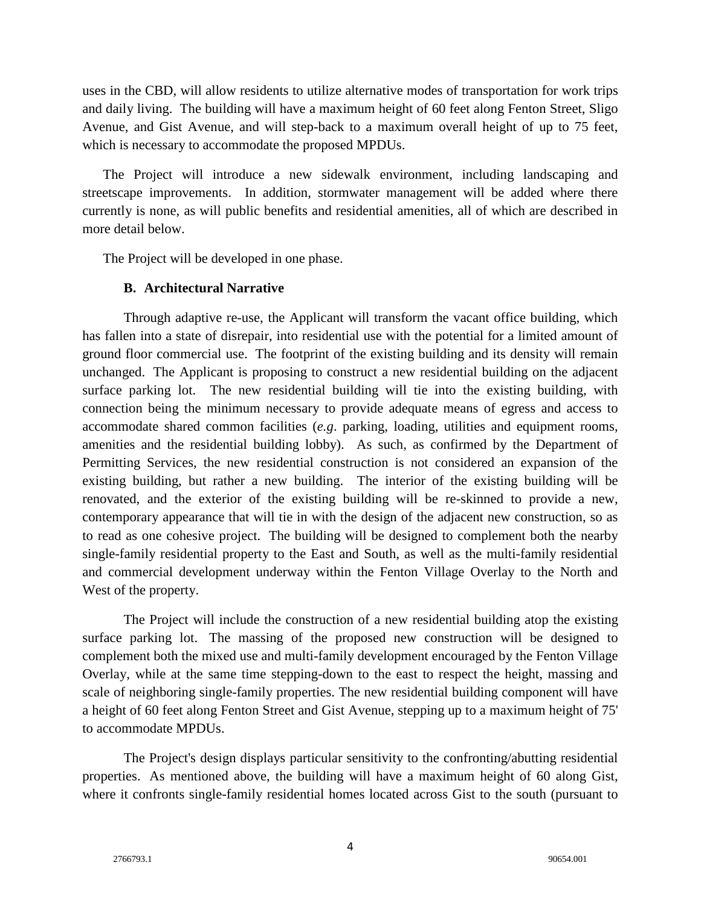uses in the CBD, will allow residents to utilize alternative modes of transportation for work trips and daily living. The building will have a maximum height of 60 feet along Fenton Street, Sligo Avenue, and Gist Avenue, and will step-back to a maximum overall height of up to 75 feet, which is necessary to accommodate the proposed MPDUs.

The Project will introduce a new sidewalk environment, including landscaping and streetscape improvements. In addition, stormwater management will be added where there currently is none, as will public benefits and residential amenities, all of which are described in more detail below.

The Project will be developed in one phase.

### B. Architectural Narrative

Through adaptive re-use, the Applicant will transform the vacant office building, which has fallen into a state of disrepair, into residential use with the potential for a limited amount of ground floor commercial use. The footprint of the existing building and its density will remain unchanged. The Applicant is proposing to construct a new residential building on the adjacent surface parking lot. The new residential building will tie into the existing building, with connection being the minimum necessary to provide adequate means of egress and access to accommodate shared common facilities (*e.g*. parking, loading, utilities and equipment rooms, amenities and the residential building lobby). As such, as confirmed by the Department of Permitting Services, the new residential construction is not considered an expansion of the existing building, but rather a new building. The interior of the existing building will be renovated, and the exterior of the existing building will be re-skinned to provide a new, contemporary appearance that will tie in with the design of the adjacent new construction, so as to read as one cohesive project. The building will be designed to complement both the nearby single-family residential property to the East and South, as well as the multi-family residential and commercial development underway within the Fenton Village Overlay to the North and West of the property.

The Project will include the construction of a new residential building atop the existing surface parking lot. The massing of the proposed new construction will be designed to complement both the mixed use and multi-family development encouraged by the Fenton Village Overlay, while at the same time stepping-down to the east to respect the height, massing and scale of neighboring single-family properties. The new residential building component will have a height of 60 feet along Fenton Street and Gist Avenue, stepping up to a maximum height of 75' to accommodate MPDUs.

The Project's design displays particular sensitivity to the confronting/abutting residential properties. As mentioned above, the building will have a maximum height of 60 along Gist, where it confronts single-family residential homes located across Gist to the south (pursuant to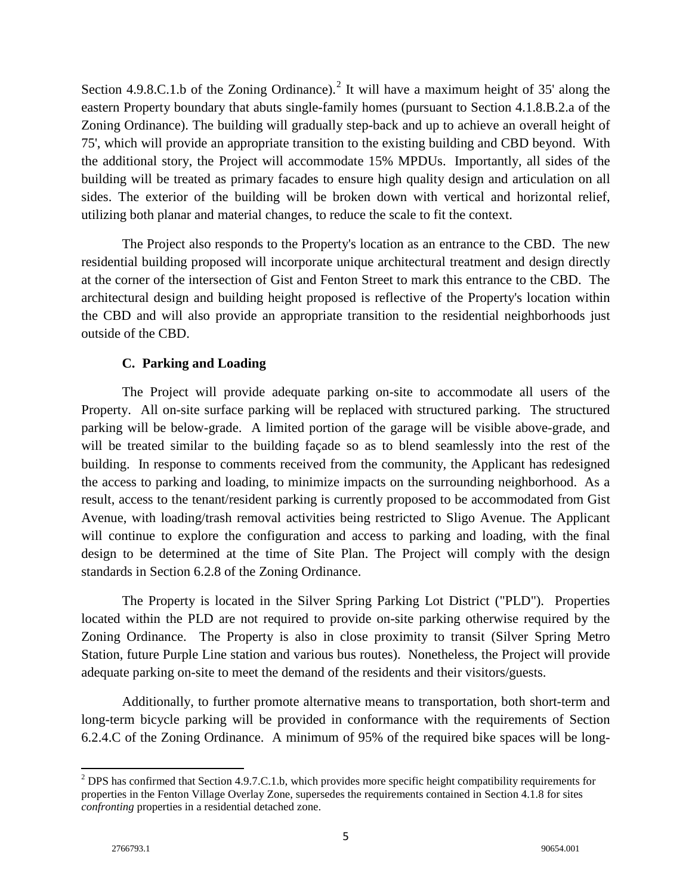Section 4.9.8.C.1.b of the Zoning Ordinance).[2] It will have a maximum height of 35' along the eastern Property boundary that abuts single-family homes (pursuant to Section 4.1.8.B.2.a of the Zoning Ordinance). The building will gradually step-back and up to achieve an overall height of 75', which will provide an appropriate transition to the existing building and CBD beyond. With the additional story, the Project will accommodate 15% MPDUs. Importantly, all sides of the building will be treated as primary facades to ensure high quality design and articulation on all sides. The exterior of the building will be broken down with vertical and horizontal relief, utilizing both planar and material changes, to reduce the scale to fit the context.

The Project also responds to the Property's location as an entrance to the CBD. The new residential building proposed will incorporate unique architectural treatment and design directly at the corner of the intersection of Gist and Fenton Street to mark this entrance to the CBD. The architectural design and building height proposed is reflective of the Property's location within the CBD and will also provide an appropriate transition to the residential neighborhoods just outside of the CBD.

### C. Parking and Loading

The Project will provide adequate parking on-site to accommodate all users of the Property. All on-site surface parking will be replaced with structured parking. The structured parking will be below-grade. A limited portion of the garage will be visible above-grade, and will be treated similar to the building façade so as to blend seamlessly into the rest of the building. In response to comments received from the community, the Applicant has redesigned the access to parking and loading, to minimize impacts on the surrounding neighborhood. As a result, access to the tenant/resident parking is currently proposed to be accommodated from Gist Avenue, with loading/trash removal activities being restricted to Sligo Avenue. The Applicant will continue to explore the configuration and access to parking and loading, with the final design to be determined at the time of Site Plan. The Project will comply with the design standards in Section 6.2.8 of the Zoning Ordinance.

The Property is located in the Silver Spring Parking Lot District ("PLD"). Properties located within the PLD are not required to provide on-site parking otherwise required by the Zoning Ordinance. The Property is also in close proximity to transit (Silver Spring Metro Station, future Purple Line station and various bus routes). Nonetheless, the Project will provide adequate parking on-site to meet the demand of the residents and their visitors/guests.

Additionally, to further promote alternative means to transportation, both short-term and long-term bicycle parking will be provided in conformance with the requirements of Section 6.2.4.C of the Zoning Ordinance. A minimum of 95% of the required bike spaces will be long-

---

[2] DPS has confirmed that Section 4.9.7.C.1.b, which provides more specific height compatibility requirements for properties in the Fenton Village Overlay Zone, supersedes the requirements contained in Section 4.1.8 for sites *confronting* properties in a residential detached zone.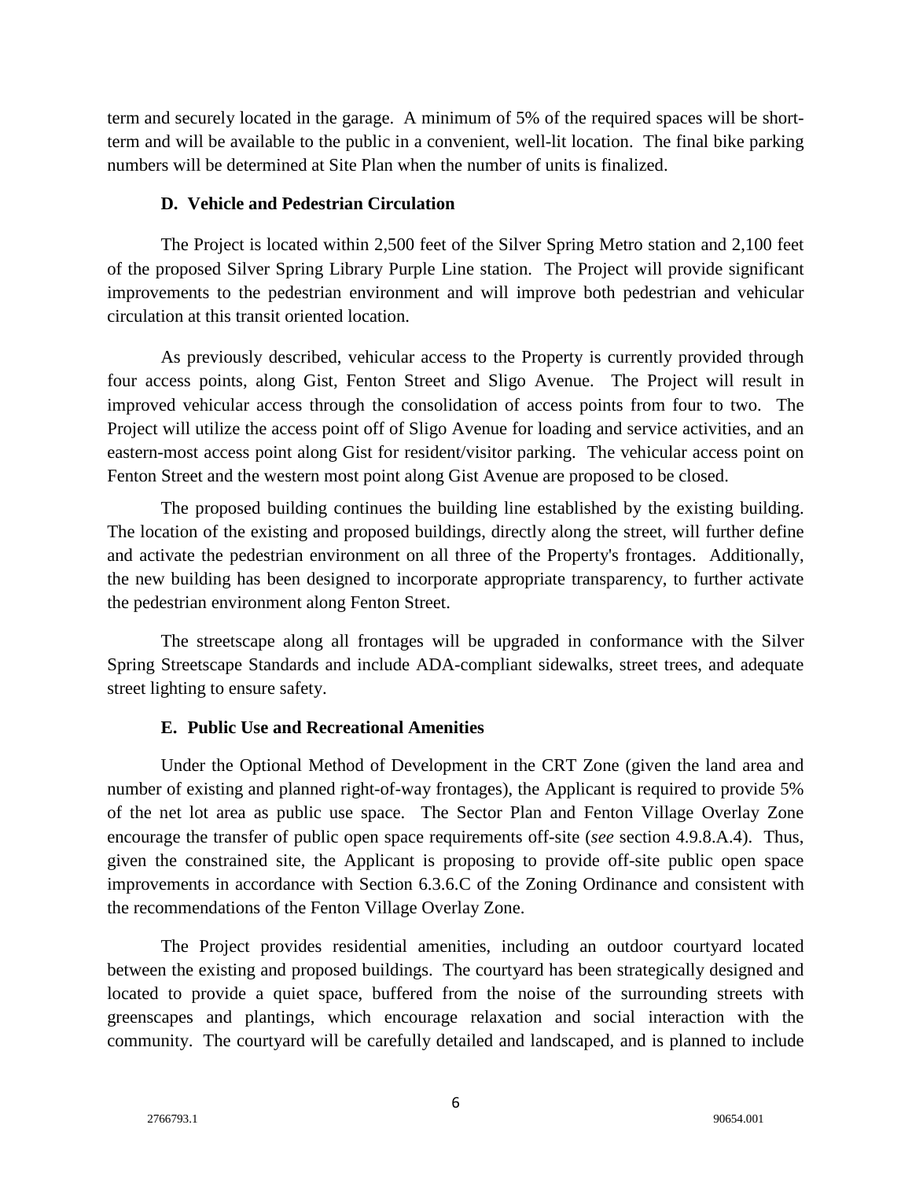term and securely located in the garage. A minimum of 5% of the required spaces will be short-term and will be available to the public in a convenient, well-lit location. The final bike parking numbers will be determined at Site Plan when the number of units is finalized.

### D. Vehicle and Pedestrian Circulation

The Project is located within 2,500 feet of the Silver Spring Metro station and 2,100 feet of the proposed Silver Spring Library Purple Line station. The Project will provide significant improvements to the pedestrian environment and will improve both pedestrian and vehicular circulation at this transit oriented location.

As previously described, vehicular access to the Property is currently provided through four access points, along Gist, Fenton Street and Sligo Avenue. The Project will result in improved vehicular access through the consolidation of access points from four to two. The Project will utilize the access point off of Sligo Avenue for loading and service activities, and an eastern-most access point along Gist for resident/visitor parking. The vehicular access point on Fenton Street and the western most point along Gist Avenue are proposed to be closed.

The proposed building continues the building line established by the existing building. The location of the existing and proposed buildings, directly along the street, will further define and activate the pedestrian environment on all three of the Property's frontages. Additionally, the new building has been designed to incorporate appropriate transparency, to further activate the pedestrian environment along Fenton Street.

The streetscape along all frontages will be upgraded in conformance with the Silver Spring Streetscape Standards and include ADA-compliant sidewalks, street trees, and adequate street lighting to ensure safety.

### E. Public Use and Recreational Amenities

Under the Optional Method of Development in the CRT Zone (given the land area and number of existing and planned right-of-way frontages), the Applicant is required to provide 5% of the net lot area as public use space. The Sector Plan and Fenton Village Overlay Zone encourage the transfer of public open space requirements off-site (*see* section 4.9.8.A.4). Thus, given the constrained site, the Applicant is proposing to provide off-site public open space improvements in accordance with Section 6.3.6.C of the Zoning Ordinance and consistent with the recommendations of the Fenton Village Overlay Zone.

The Project provides residential amenities, including an outdoor courtyard located between the existing and proposed buildings. The courtyard has been strategically designed and located to provide a quiet space, buffered from the noise of the surrounding streets with greenscapes and plantings, which encourage relaxation and social interaction with the community. The courtyard will be carefully detailed and landscaped, and is planned to include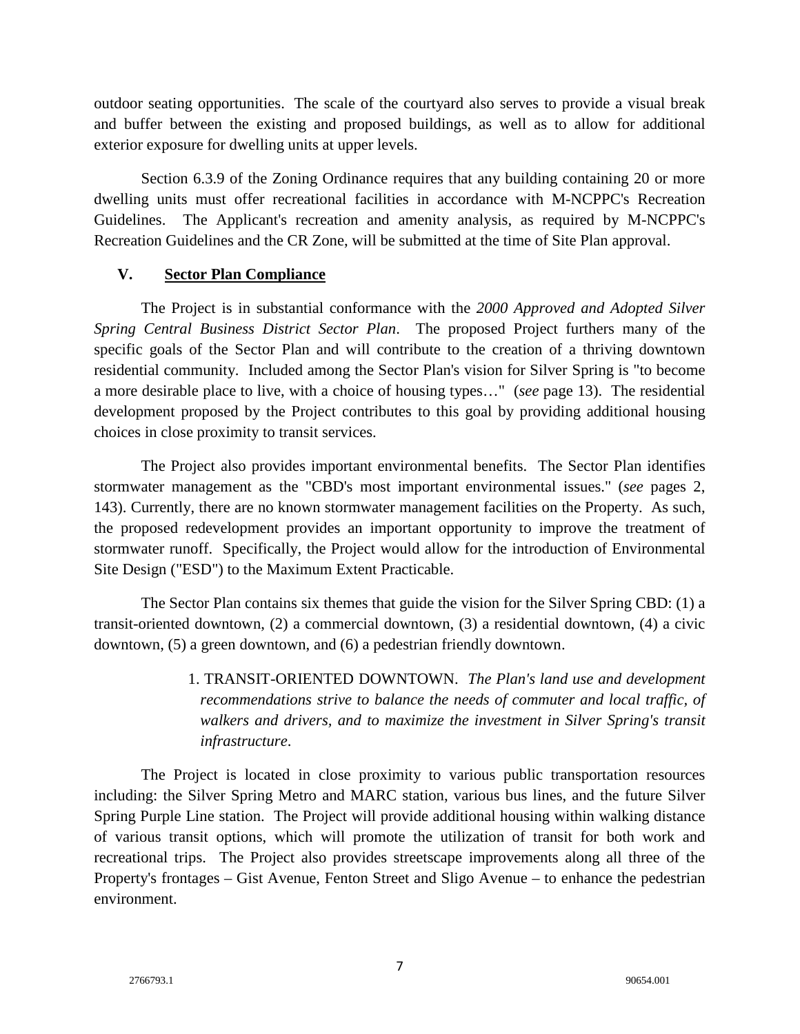outdoor seating opportunities. The scale of the courtyard also serves to provide a visual break and buffer between the existing and proposed buildings, as well as to allow for additional exterior exposure for dwelling units at upper levels.

Section 6.3.9 of the Zoning Ordinance requires that any building containing 20 or more dwelling units must offer recreational facilities in accordance with M-NCPPC's Recreation Guidelines. The Applicant's recreation and amenity analysis, as required by M-NCPPC's Recreation Guidelines and the CR Zone, will be submitted at the time of Site Plan approval.

## V. <u>Sector Plan Compliance</u>

The Project is in substantial conformance with the *2000 Approved and Adopted Silver Spring Central Business District Sector Plan*. The proposed Project furthers many of the specific goals of the Sector Plan and will contribute to the creation of a thriving downtown residential community. Included among the Sector Plan's vision for Silver Spring is "to become a more desirable place to live, with a choice of housing types…" (*see* page 13). The residential development proposed by the Project contributes to this goal by providing additional housing choices in close proximity to transit services.

The Project also provides important environmental benefits. The Sector Plan identifies stormwater management as the "CBD's most important environmental issues." (*see* pages 2, 143). Currently, there are no known stormwater management facilities on the Property. As such, the proposed redevelopment provides an important opportunity to improve the treatment of stormwater runoff. Specifically, the Project would allow for the introduction of Environmental Site Design ("ESD") to the Maximum Extent Practicable.

The Sector Plan contains six themes that guide the vision for the Silver Spring CBD: (1) a transit-oriented downtown, (2) a commercial downtown, (3) a residential downtown, (4) a civic downtown, (5) a green downtown, and (6) a pedestrian friendly downtown.

> 1. TRANSIT-ORIENTED DOWNTOWN. *The Plan's land use and development recommendations strive to balance the needs of commuter and local traffic, of walkers and drivers, and to maximize the investment in Silver Spring's transit infrastructure*.

The Project is located in close proximity to various public transportation resources including: the Silver Spring Metro and MARC station, various bus lines, and the future Silver Spring Purple Line station. The Project will provide additional housing within walking distance of various transit options, which will promote the utilization of transit for both work and recreational trips. The Project also provides streetscape improvements along all three of the Property's frontages – Gist Avenue, Fenton Street and Sligo Avenue – to enhance the pedestrian environment.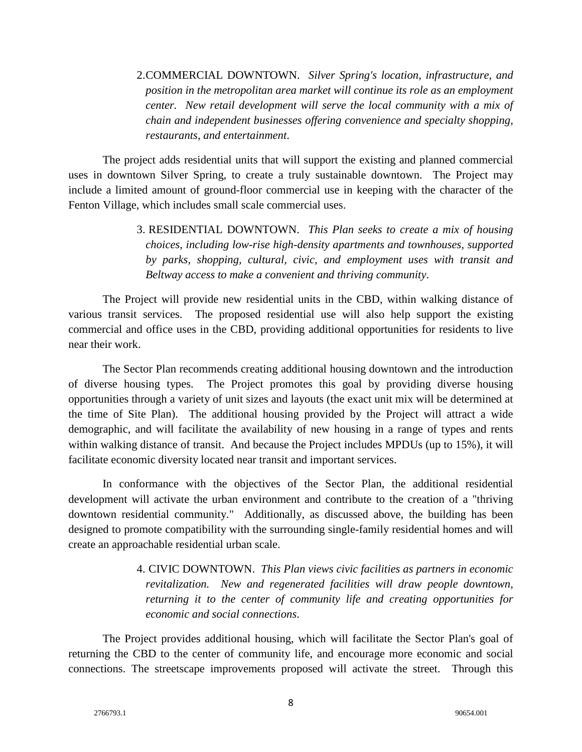2. COMMERCIAL DOWNTOWN. *Silver Spring's location, infrastructure, and position in the metropolitan area market will continue its role as an employment center. New retail development will serve the local community with a mix of chain and independent businesses offering convenience and specialty shopping, restaurants, and entertainment.*

The project adds residential units that will support the existing and planned commercial uses in downtown Silver Spring, to create a truly sustainable downtown. The Project may include a limited amount of ground-floor commercial use in keeping with the character of the Fenton Village, which includes small scale commercial uses.

3. RESIDENTIAL DOWNTOWN. *This Plan seeks to create a mix of housing choices, including low-rise high-density apartments and townhouses, supported by parks, shopping, cultural, civic, and employment uses with transit and Beltway access to make a convenient and thriving community.*

The Project will provide new residential units in the CBD, within walking distance of various transit services. The proposed residential use will also help support the existing commercial and office uses in the CBD, providing additional opportunities for residents to live near their work.

The Sector Plan recommends creating additional housing downtown and the introduction of diverse housing types. The Project promotes this goal by providing diverse housing opportunities through a variety of unit sizes and layouts (the exact unit mix will be determined at the time of Site Plan). The additional housing provided by the Project will attract a wide demographic, and will facilitate the availability of new housing in a range of types and rents within walking distance of transit. And because the Project includes MPDUs (up to 15%), it will facilitate economic diversity located near transit and important services.

In conformance with the objectives of the Sector Plan, the additional residential development will activate the urban environment and contribute to the creation of a "thriving downtown residential community." Additionally, as discussed above, the building has been designed to promote compatibility with the surrounding single-family residential homes and will create an approachable residential urban scale.

4. CIVIC DOWNTOWN. *This Plan views civic facilities as partners in economic revitalization. New and regenerated facilities will draw people downtown, returning it to the center of community life and creating opportunities for economic and social connections.*

The Project provides additional housing, which will facilitate the Sector Plan's goal of returning the CBD to the center of community life, and encourage more economic and social connections. The streetscape improvements proposed will activate the street. Through this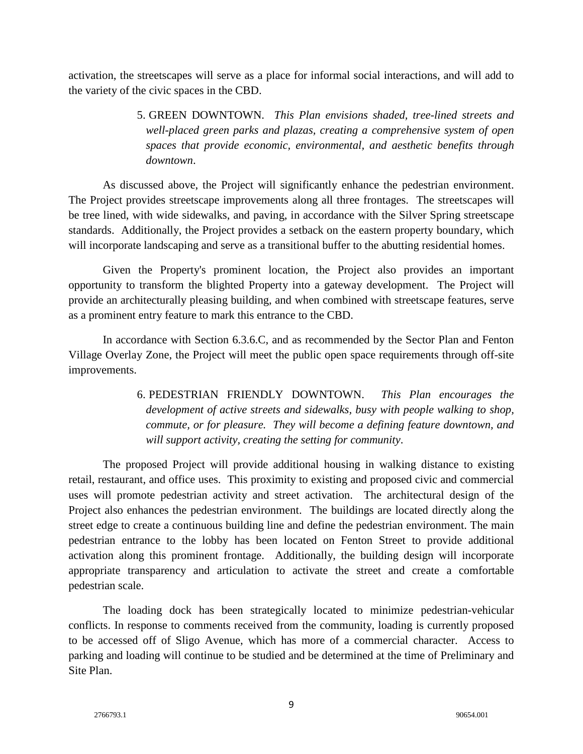activation, the streetscapes will serve as a place for informal social interactions, and will add to the variety of the civic spaces in the CBD.

> 5. GREEN DOWNTOWN. *This Plan envisions shaded, tree-lined streets and well-placed green parks and plazas, creating a comprehensive system of open spaces that provide economic, environmental, and aesthetic benefits through downtown*.

As discussed above, the Project will significantly enhance the pedestrian environment. The Project provides streetscape improvements along all three frontages. The streetscapes will be tree lined, with wide sidewalks, and paving, in accordance with the Silver Spring streetscape standards. Additionally, the Project provides a setback on the eastern property boundary, which will incorporate landscaping and serve as a transitional buffer to the abutting residential homes.

Given the Property's prominent location, the Project also provides an important opportunity to transform the blighted Property into a gateway development. The Project will provide an architecturally pleasing building, and when combined with streetscape features, serve as a prominent entry feature to mark this entrance to the CBD.

In accordance with Section 6.3.6.C, and as recommended by the Sector Plan and Fenton Village Overlay Zone, the Project will meet the public open space requirements through off-site improvements.

> 6. PEDESTRIAN FRIENDLY DOWNTOWN. *This Plan encourages the development of active streets and sidewalks, busy with people walking to shop, commute, or for pleasure. They will become a defining feature downtown, and will support activity, creating the setting for community*.

The proposed Project will provide additional housing in walking distance to existing retail, restaurant, and office uses. This proximity to existing and proposed civic and commercial uses will promote pedestrian activity and street activation. The architectural design of the Project also enhances the pedestrian environment. The buildings are located directly along the street edge to create a continuous building line and define the pedestrian environment. The main pedestrian entrance to the lobby has been located on Fenton Street to provide additional activation along this prominent frontage. Additionally, the building design will incorporate appropriate transparency and articulation to activate the street and create a comfortable pedestrian scale.

The loading dock has been strategically located to minimize pedestrian-vehicular conflicts. In response to comments received from the community, loading is currently proposed to be accessed off of Sligo Avenue, which has more of a commercial character. Access to parking and loading will continue to be studied and be determined at the time of Preliminary and Site Plan.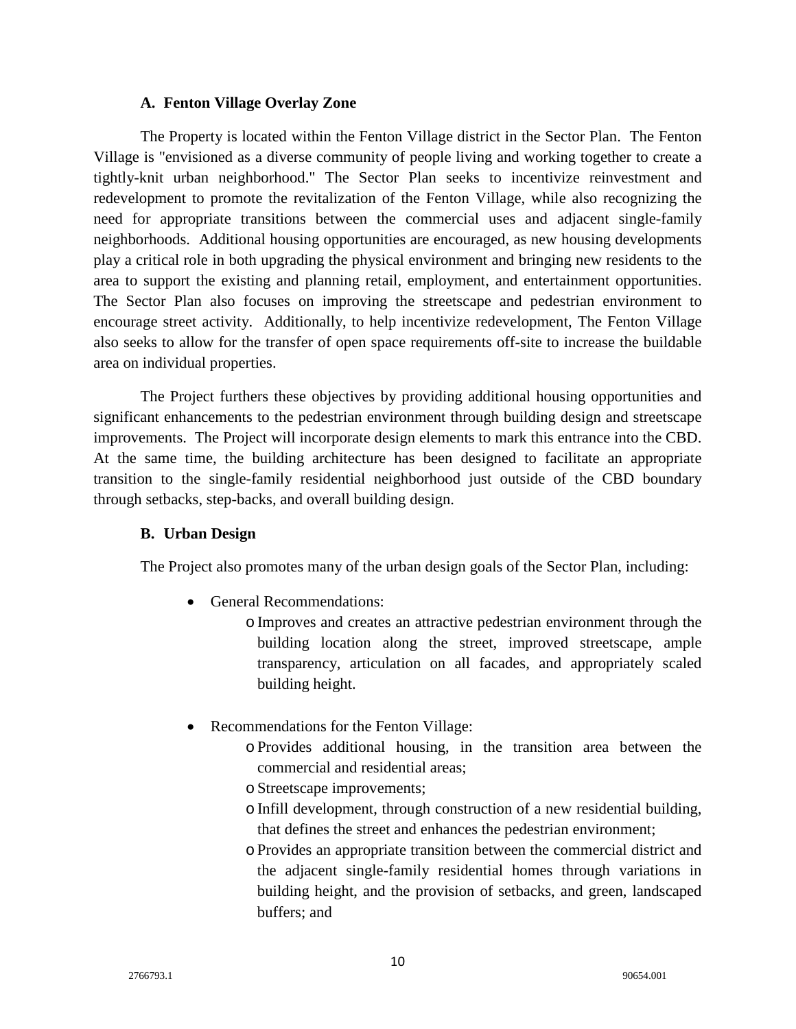### A. Fenton Village Overlay Zone

The Property is located within the Fenton Village district in the Sector Plan. The Fenton Village is "envisioned as a diverse community of people living and working together to create a tightly-knit urban neighborhood." The Sector Plan seeks to incentivize reinvestment and redevelopment to promote the revitalization of the Fenton Village, while also recognizing the need for appropriate transitions between the commercial uses and adjacent single-family neighborhoods. Additional housing opportunities are encouraged, as new housing developments play a critical role in both upgrading the physical environment and bringing new residents to the area to support the existing and planning retail, employment, and entertainment opportunities. The Sector Plan also focuses on improving the streetscape and pedestrian environment to encourage street activity. Additionally, to help incentivize redevelopment, The Fenton Village also seeks to allow for the transfer of open space requirements off-site to increase the buildable area on individual properties.

The Project furthers these objectives by providing additional housing opportunities and significant enhancements to the pedestrian environment through building design and streetscape improvements. The Project will incorporate design elements to mark this entrance into the CBD. At the same time, the building architecture has been designed to facilitate an appropriate transition to the single-family residential neighborhood just outside of the CBD boundary through setbacks, step-backs, and overall building design.

### B. Urban Design

The Project also promotes many of the urban design goals of the Sector Plan, including:

- General Recommendations:
  - Improves and creates an attractive pedestrian environment through the building location along the street, improved streetscape, ample transparency, articulation on all facades, and appropriately scaled building height.

- Recommendations for the Fenton Village:
  - Provides additional housing, in the transition area between the commercial and residential areas;
  - Streetscape improvements;
  - Infill development, through construction of a new residential building, that defines the street and enhances the pedestrian environment;
  - Provides an appropriate transition between the commercial district and the adjacent single-family residential homes through variations in building height, and the provision of setbacks, and green, landscaped buffers; and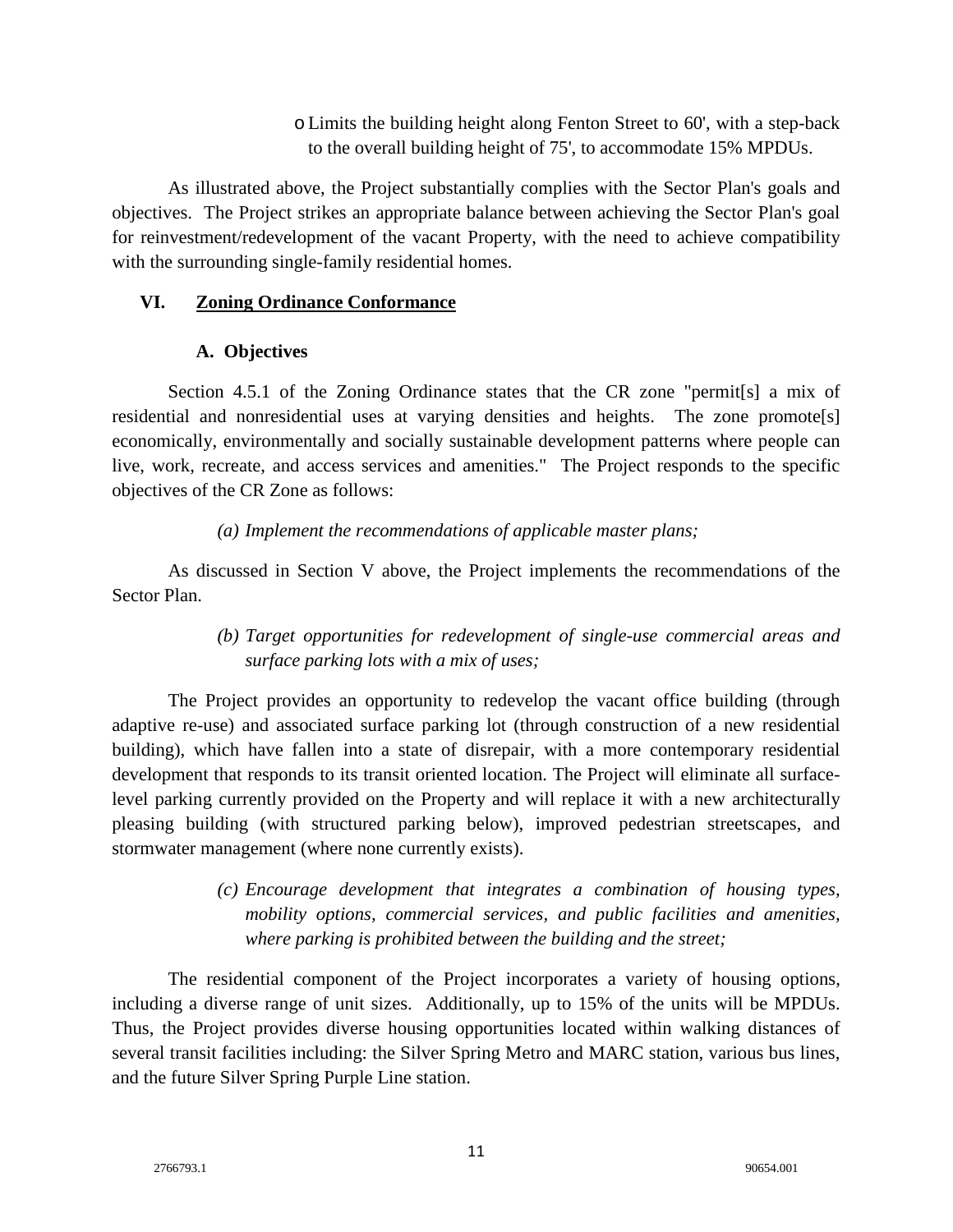- Limits the building height along Fenton Street to 60', with a step-back to the overall building height of 75', to accommodate 15% MPDUs.

As illustrated above, the Project substantially complies with the Sector Plan's goals and objectives. The Project strikes an appropriate balance between achieving the Sector Plan's goal for reinvestment/redevelopment of the vacant Property, with the need to achieve compatibility with the surrounding single-family residential homes.

## VI. Zoning Ordinance Conformance

### A. Objectives

Section 4.5.1 of the Zoning Ordinance states that the CR zone "permit[s] a mix of residential and nonresidential uses at varying densities and heights. The zone promote[s] economically, environmentally and socially sustainable development patterns where people can live, work, recreate, and access services and amenities." The Project responds to the specific objectives of the CR Zone as follows:

*(a) Implement the recommendations of applicable master plans;*

As discussed in Section V above, the Project implements the recommendations of the Sector Plan.

*(b) Target opportunities for redevelopment of single-use commercial areas and surface parking lots with a mix of uses;*

The Project provides an opportunity to redevelop the vacant office building (through adaptive re-use) and associated surface parking lot (through construction of a new residential building), which have fallen into a state of disrepair, with a more contemporary residential development that responds to its transit oriented location. The Project will eliminate all surface-level parking currently provided on the Property and will replace it with a new architecturally pleasing building (with structured parking below), improved pedestrian streetscapes, and stormwater management (where none currently exists).

*(c) Encourage development that integrates a combination of housing types, mobility options, commercial services, and public facilities and amenities, where parking is prohibited between the building and the street;*

The residential component of the Project incorporates a variety of housing options, including a diverse range of unit sizes. Additionally, up to 15% of the units will be MPDUs. Thus, the Project provides diverse housing opportunities located within walking distances of several transit facilities including: the Silver Spring Metro and MARC station, various bus lines, and the future Silver Spring Purple Line station.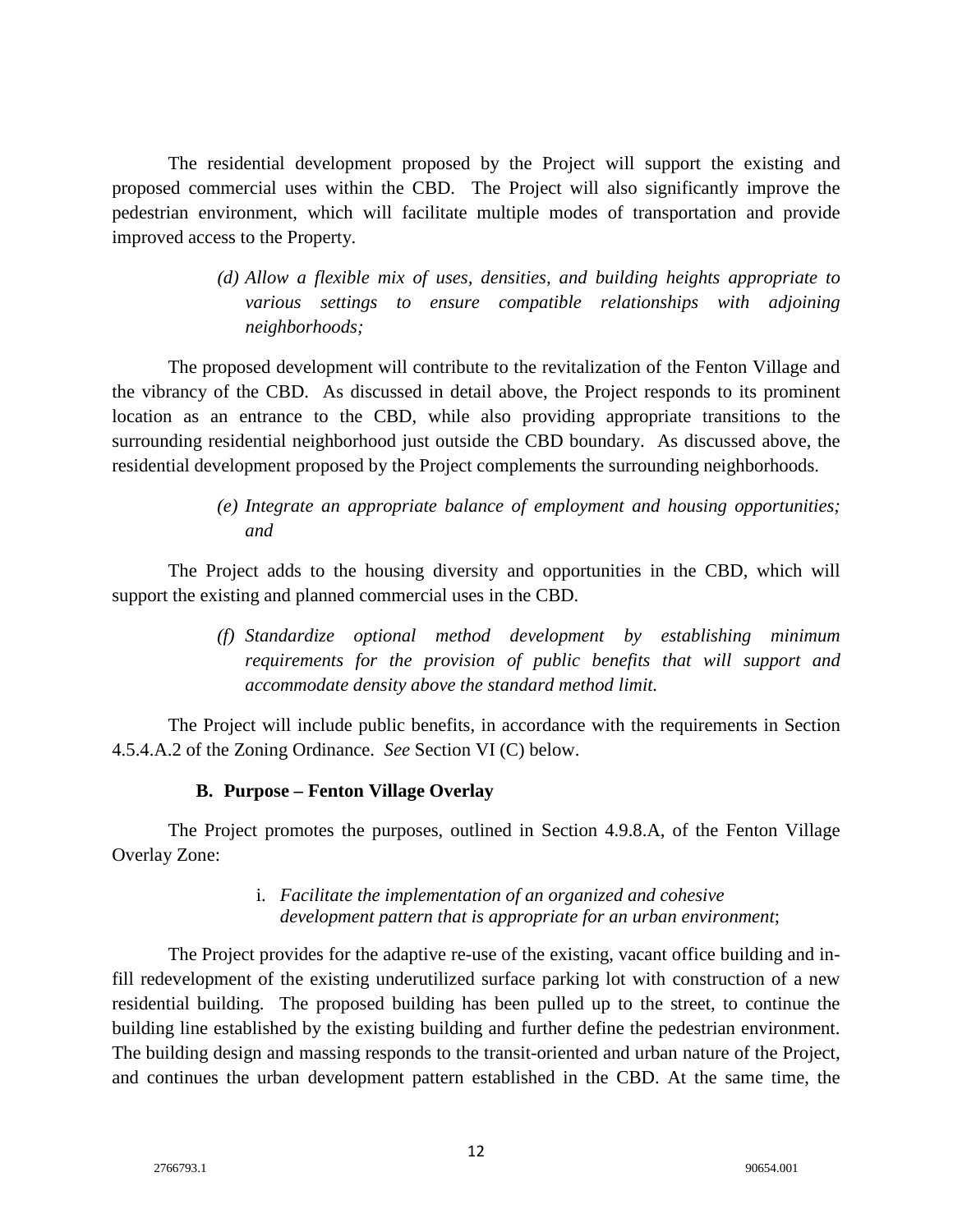The residential development proposed by the Project will support the existing and proposed commercial uses within the CBD. The Project will also significantly improve the pedestrian environment, which will facilitate multiple modes of transportation and provide improved access to the Property.

> (d) *Allow a flexible mix of uses, densities, and building heights appropriate to various settings to ensure compatible relationships with adjoining neighborhoods;*

The proposed development will contribute to the revitalization of the Fenton Village and the vibrancy of the CBD. As discussed in detail above, the Project responds to its prominent location as an entrance to the CBD, while also providing appropriate transitions to the surrounding residential neighborhood just outside the CBD boundary. As discussed above, the residential development proposed by the Project complements the surrounding neighborhoods.

> (e) *Integrate an appropriate balance of employment and housing opportunities; and*

The Project adds to the housing diversity and opportunities in the CBD, which will support the existing and planned commercial uses in the CBD.

> (f) *Standardize optional method development by establishing minimum requirements for the provision of public benefits that will support and accommodate density above the standard method limit.*

The Project will include public benefits, in accordance with the requirements in Section 4.5.4.A.2 of the Zoning Ordinance. *See* Section VI (C) below.

### B. Purpose – Fenton Village Overlay

The Project promotes the purposes, outlined in Section 4.9.8.A, of the Fenton Village Overlay Zone:

> i. *Facilitate the implementation of an organized and cohesive development pattern that is appropriate for an urban environment*;

The Project provides for the adaptive re-use of the existing, vacant office building and in-fill redevelopment of the existing underutilized surface parking lot with construction of a new residential building. The proposed building has been pulled up to the street, to continue the building line established by the existing building and further define the pedestrian environment. The building design and massing responds to the transit-oriented and urban nature of the Project, and continues the urban development pattern established in the CBD. At the same time, the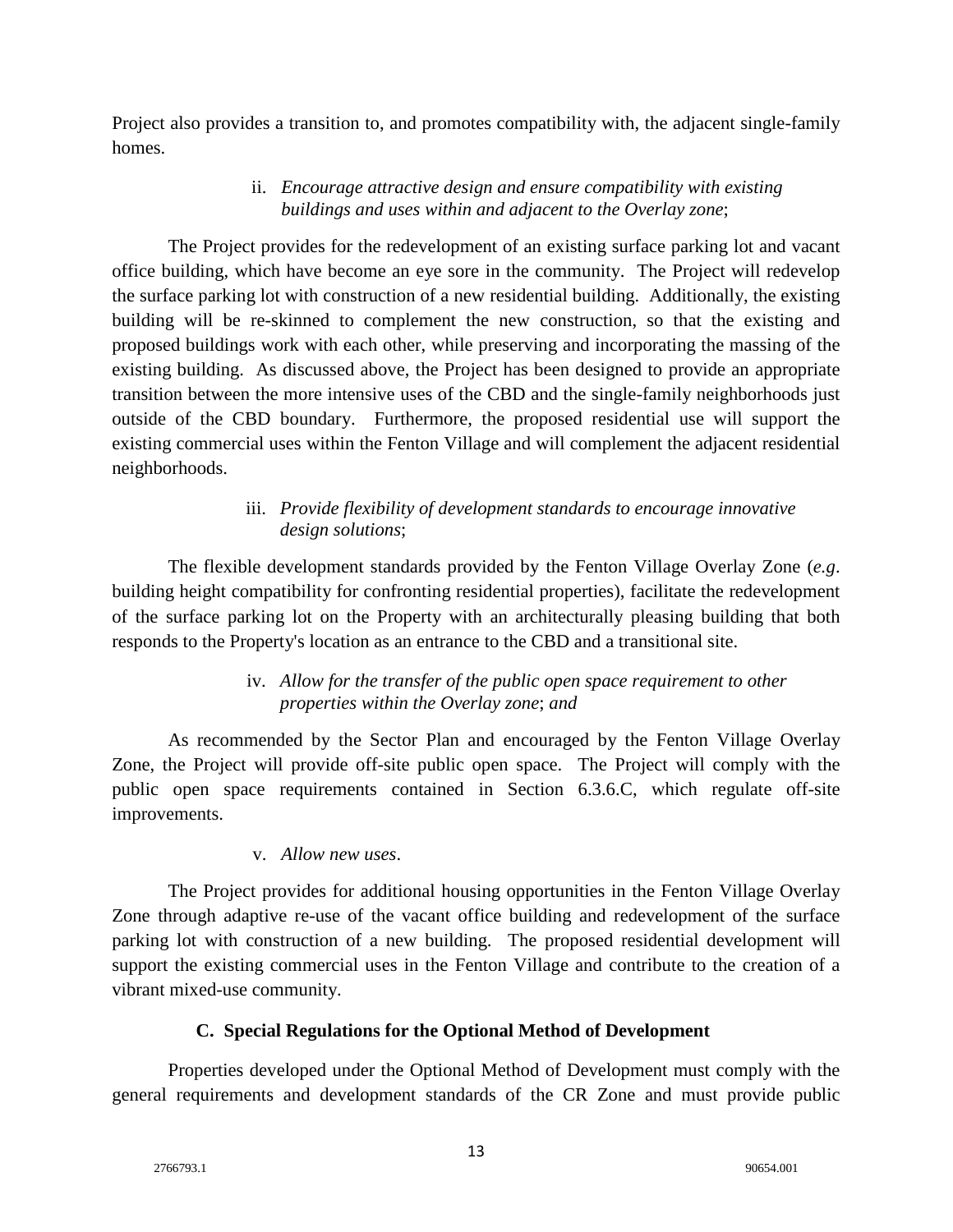Project also provides a transition to, and promotes compatibility with, the adjacent single-family homes.

ii. *Encourage attractive design and ensure compatibility with existing buildings and uses within and adjacent to the Overlay zone*;

The Project provides for the redevelopment of an existing surface parking lot and vacant office building, which have become an eye sore in the community. The Project will redevelop the surface parking lot with construction of a new residential building. Additionally, the existing building will be re-skinned to complement the new construction, so that the existing and proposed buildings work with each other, while preserving and incorporating the massing of the existing building. As discussed above, the Project has been designed to provide an appropriate transition between the more intensive uses of the CBD and the single-family neighborhoods just outside of the CBD boundary. Furthermore, the proposed residential use will support the existing commercial uses within the Fenton Village and will complement the adjacent residential neighborhoods.

iii. *Provide flexibility of development standards to encourage innovative design solutions*;

The flexible development standards provided by the Fenton Village Overlay Zone (*e.g*. building height compatibility for confronting residential properties), facilitate the redevelopment of the surface parking lot on the Property with an architecturally pleasing building that both responds to the Property's location as an entrance to the CBD and a transitional site.

iv. *Allow for the transfer of the public open space requirement to other properties within the Overlay zone*; *and*

As recommended by the Sector Plan and encouraged by the Fenton Village Overlay Zone, the Project will provide off-site public open space. The Project will comply with the public open space requirements contained in Section 6.3.6.C, which regulate off-site improvements.

v. *Allow new uses*.

The Project provides for additional housing opportunities in the Fenton Village Overlay Zone through adaptive re-use of the vacant office building and redevelopment of the surface parking lot with construction of a new building. The proposed residential development will support the existing commercial uses in the Fenton Village and contribute to the creation of a vibrant mixed-use community.

**C. Special Regulations for the Optional Method of Development**

Properties developed under the Optional Method of Development must comply with the general requirements and development standards of the CR Zone and must provide public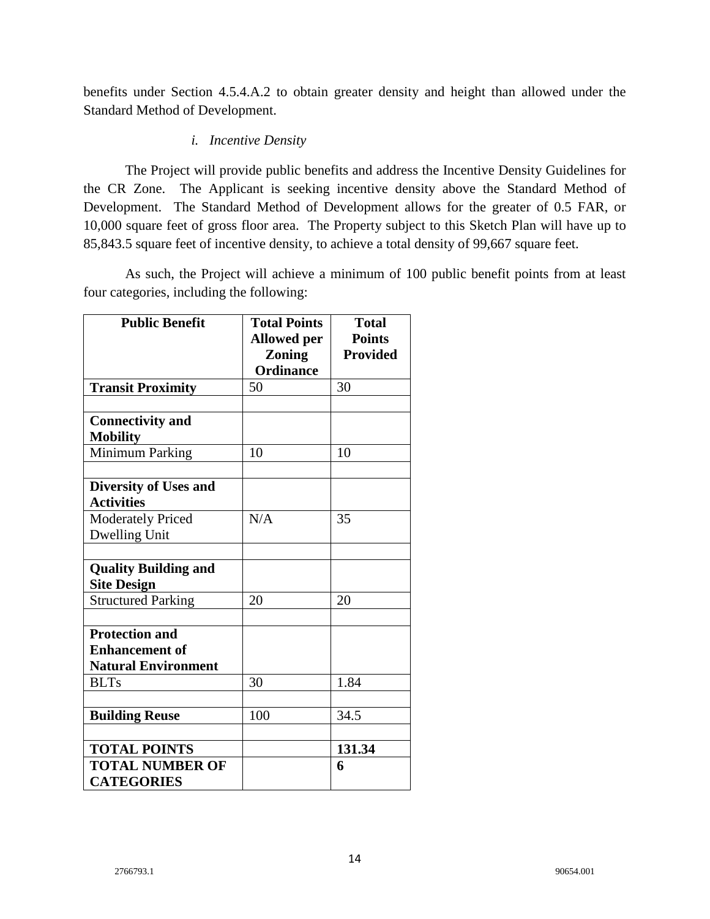benefits under Section 4.5.4.A.2 to obtain greater density and height than allowed under the Standard Method of Development.

*i. Incentive Density*

The Project will provide public benefits and address the Incentive Density Guidelines for the CR Zone. The Applicant is seeking incentive density above the Standard Method of Development. The Standard Method of Development allows for the greater of 0.5 FAR, or 10,000 square feet of gross floor area. The Property subject to this Sketch Plan will have up to 85,843.5 square feet of incentive density, to achieve a total density of 99,667 square feet.

As such, the Project will achieve a minimum of 100 public benefit points from at least four categories, including the following:

| Public Benefit | Total Points Allowed per Zoning Ordinance | Total Points Provided |
|---|---|---|
| **Transit Proximity** | 50 | 30 |
| | | |
| **Connectivity and Mobility** | | |
| Minimum Parking | 10 | 10 |
| | | |
| **Diversity of Uses and Activities** | | |
| Moderately Priced Dwelling Unit | N/A | 35 |
| | | |
| **Quality Building and Site Design** | | |
| Structured Parking | 20 | 20 |
| | | |
| **Protection and Enhancement of Natural Environment** | | |
| BLTs | 30 | 1.84 |
| | | |
| **Building Reuse** | 100 | 34.5 |
| | | |
| **TOTAL POINTS** | | **131.34** |
| **TOTAL NUMBER OF CATEGORIES** | | **6** |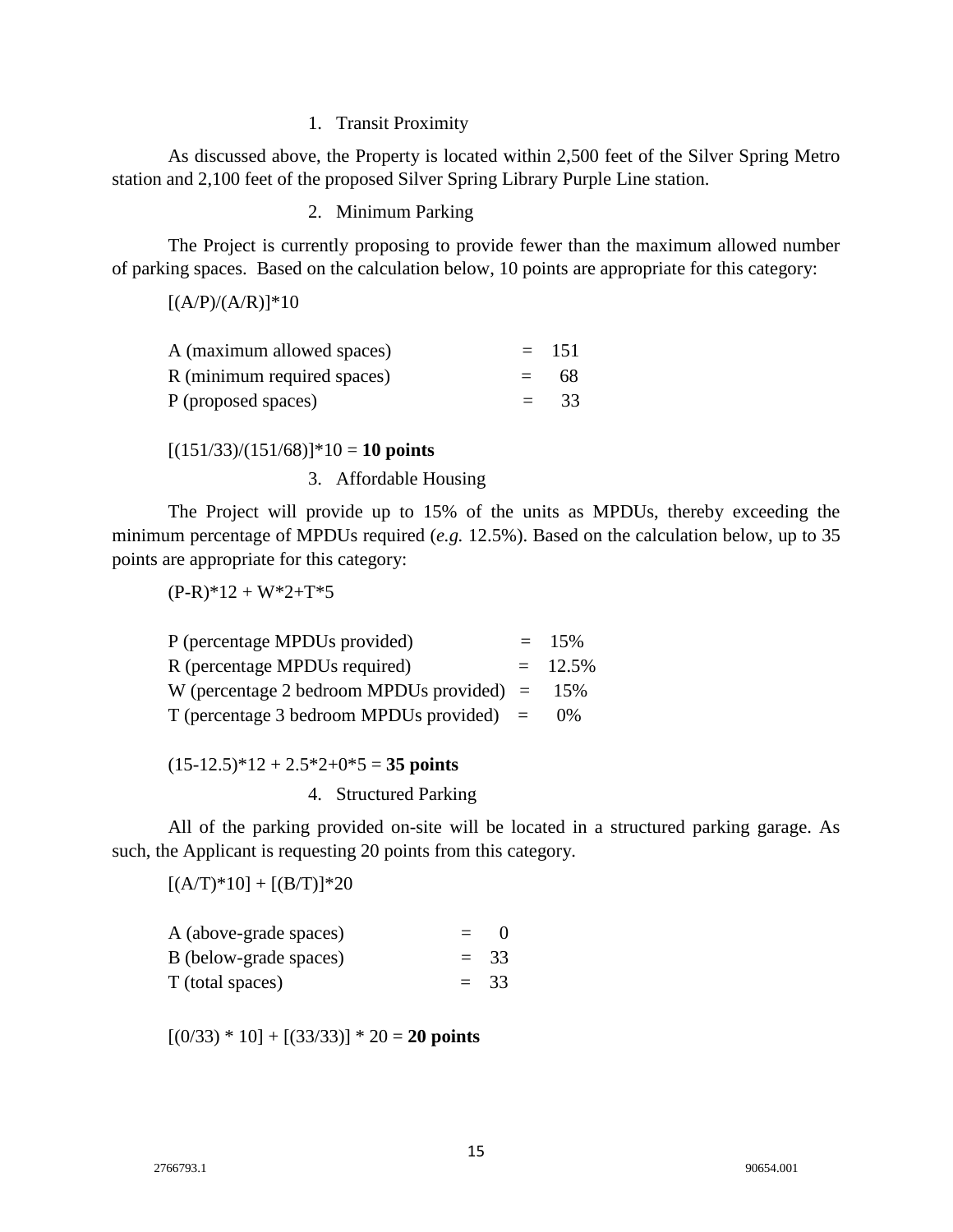1. Transit Proximity

As discussed above, the Property is located within 2,500 feet of the Silver Spring Metro station and 2,100 feet of the proposed Silver Spring Library Purple Line station.

2. Minimum Parking

The Project is currently proposing to provide fewer than the maximum allowed number of parking spaces. Based on the calculation below, 10 points are appropriate for this category:

[(A/P)/(A/R)]*10

| | | |
|---|---|---|
| A (maximum allowed spaces) | = | 151 |
| R (minimum required spaces) | = | 68 |
| P (proposed spaces) | = | 33 |

[(151/33)/(151/68)]*10 = **10 points**

3. Affordable Housing

The Project will provide up to 15% of the units as MPDUs, thereby exceeding the minimum percentage of MPDUs required (*e.g.* 12.5%). Based on the calculation below, up to 35 points are appropriate for this category:

(P-R)*12 + W*2+T*5

| | | |
|---|---|---|
| P (percentage MPDUs provided) | = | 15% |
| R (percentage MPDUs required) | = | 12.5% |
| W (percentage 2 bedroom MPDUs provided) | = | 15% |
| T (percentage 3 bedroom MPDUs provided) | = | 0% |

(15-12.5)*12 + 2.5*2+0*5 = **35 points**

4. Structured Parking

All of the parking provided on-site will be located in a structured parking garage. As such, the Applicant is requesting 20 points from this category.

[(A/T)*10] + [(B/T)]*20

| | | |
|---|---|---|
| A (above-grade spaces) | = | 0 |
| B (below-grade spaces) | = | 33 |
| T (total spaces) | = | 33 |

[(0/33) * 10] + [(33/33)] * 20 = **20 points**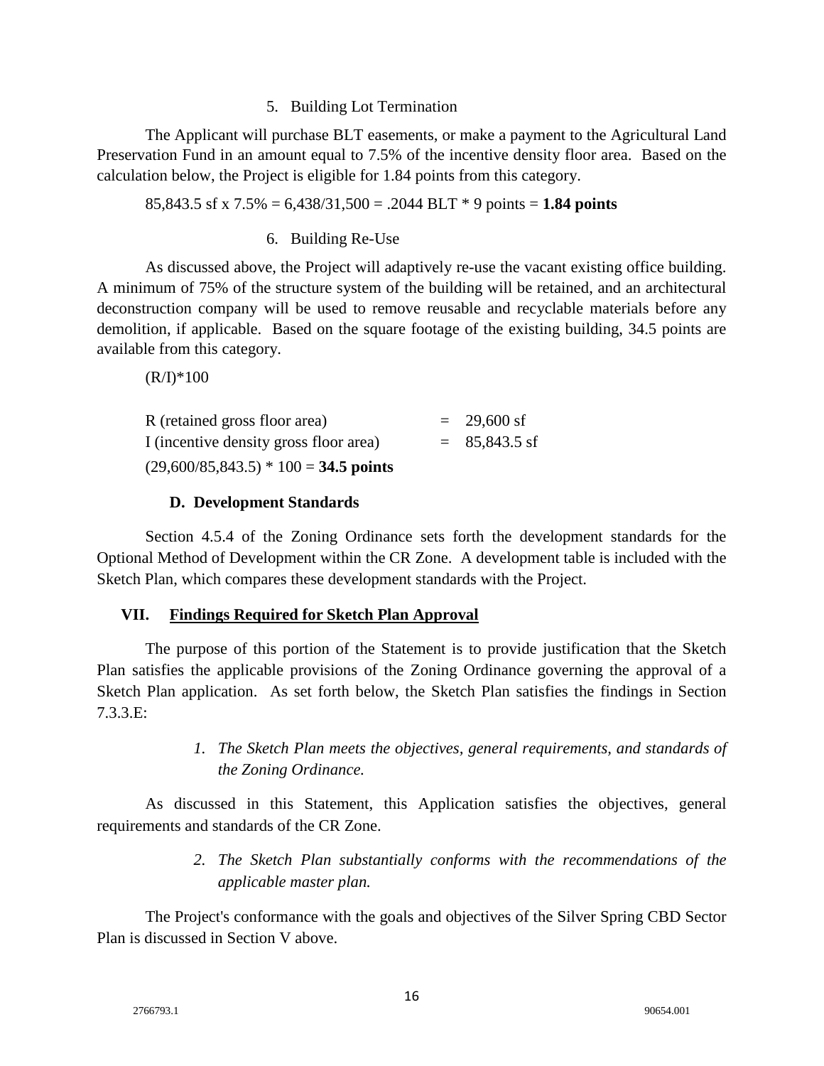5. Building Lot Termination

The Applicant will purchase BLT easements, or make a payment to the Agricultural Land Preservation Fund in an amount equal to 7.5% of the incentive density floor area. Based on the calculation below, the Project is eligible for 1.84 points from this category.

85,843.5 sf x 7.5% = 6,438/31,500 = .2044 BLT * 9 points = **1.84 points**

6. Building Re-Use

As discussed above, the Project will adaptively re-use the vacant existing office building. A minimum of 75% of the structure system of the building will be retained, and an architectural deconstruction company will be used to remove reusable and recyclable materials before any demolition, if applicable. Based on the square footage of the existing building, 34.5 points are available from this category.

(R/I)*100

R (retained gross floor area) = 29,600 sf

I (incentive density gross floor area) = 85,843.5 sf

(29,600/85,843.5) * 100 = **34.5 points**

**D. Development Standards**

Section 4.5.4 of the Zoning Ordinance sets forth the development standards for the Optional Method of Development within the CR Zone. A development table is included with the Sketch Plan, which compares these development standards with the Project.

## VII. Findings Required for Sketch Plan Approval

The purpose of this portion of the Statement is to provide justification that the Sketch Plan satisfies the applicable provisions of the Zoning Ordinance governing the approval of a Sketch Plan application. As set forth below, the Sketch Plan satisfies the findings in Section 7.3.3.E:

1. *The Sketch Plan meets the objectives, general requirements, and standards of the Zoning Ordinance.*

As discussed in this Statement, this Application satisfies the objectives, general requirements and standards of the CR Zone.

2. *The Sketch Plan substantially conforms with the recommendations of the applicable master plan.*

The Project's conformance with the goals and objectives of the Silver Spring CBD Sector Plan is discussed in Section V above.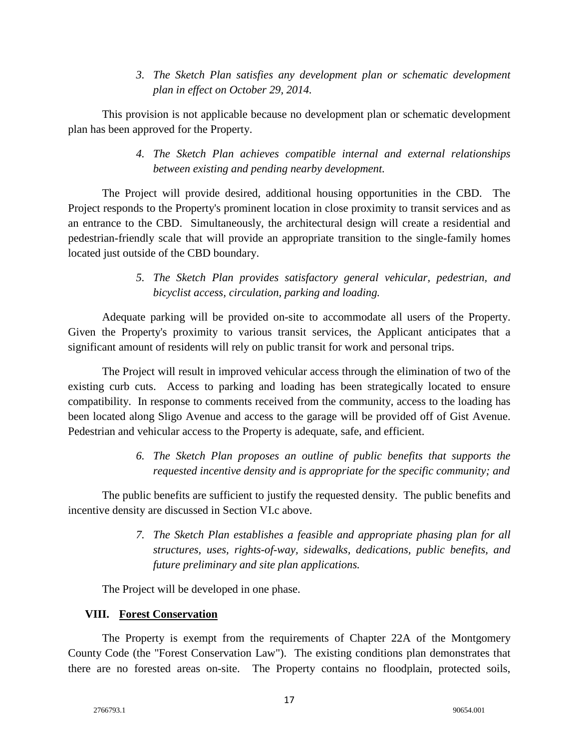3. *The Sketch Plan satisfies any development plan or schematic development plan in effect on October 29, 2014.*

This provision is not applicable because no development plan or schematic development plan has been approved for the Property.

4. *The Sketch Plan achieves compatible internal and external relationships between existing and pending nearby development.*

The Project will provide desired, additional housing opportunities in the CBD. The Project responds to the Property's prominent location in close proximity to transit services and as an entrance to the CBD. Simultaneously, the architectural design will create a residential and pedestrian-friendly scale that will provide an appropriate transition to the single-family homes located just outside of the CBD boundary.

5. *The Sketch Plan provides satisfactory general vehicular, pedestrian, and bicyclist access, circulation, parking and loading.*

Adequate parking will be provided on-site to accommodate all users of the Property. Given the Property's proximity to various transit services, the Applicant anticipates that a significant amount of residents will rely on public transit for work and personal trips.

The Project will result in improved vehicular access through the elimination of two of the existing curb cuts. Access to parking and loading has been strategically located to ensure compatibility. In response to comments received from the community, access to the loading has been located along Sligo Avenue and access to the garage will be provided off of Gist Avenue. Pedestrian and vehicular access to the Property is adequate, safe, and efficient.

6. *The Sketch Plan proposes an outline of public benefits that supports the requested incentive density and is appropriate for the specific community; and*

The public benefits are sufficient to justify the requested density. The public benefits and incentive density are discussed in Section VI.c above.

7. *The Sketch Plan establishes a feasible and appropriate phasing plan for all structures, uses, rights-of-way, sidewalks, dedications, public benefits, and future preliminary and site plan applications.*

The Project will be developed in one phase.

## VIII. <u>Forest Conservation</u>

The Property is exempt from the requirements of Chapter 22A of the Montgomery County Code (the "Forest Conservation Law"). The existing conditions plan demonstrates that there are no forested areas on-site. The Property contains no floodplain, protected soils,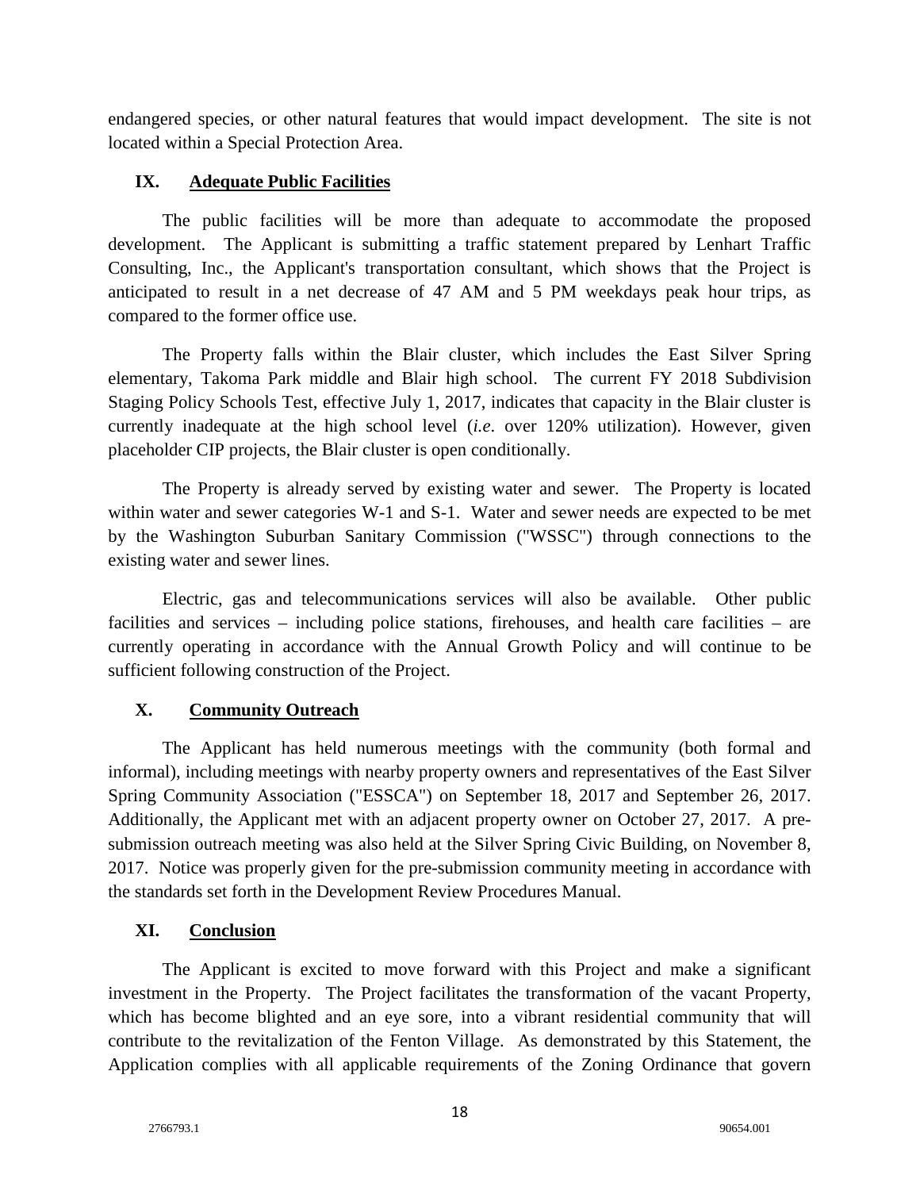endangered species, or other natural features that would impact development. The site is not located within a Special Protection Area.

## IX. Adequate Public Facilities

The public facilities will be more than adequate to accommodate the proposed development. The Applicant is submitting a traffic statement prepared by Lenhart Traffic Consulting, Inc., the Applicant's transportation consultant, which shows that the Project is anticipated to result in a net decrease of 47 AM and 5 PM weekdays peak hour trips, as compared to the former office use.

The Property falls within the Blair cluster, which includes the East Silver Spring elementary, Takoma Park middle and Blair high school. The current FY 2018 Subdivision Staging Policy Schools Test, effective July 1, 2017, indicates that capacity in the Blair cluster is currently inadequate at the high school level (*i.e.* over 120% utilization). However, given placeholder CIP projects, the Blair cluster is open conditionally.

The Property is already served by existing water and sewer. The Property is located within water and sewer categories W-1 and S-1. Water and sewer needs are expected to be met by the Washington Suburban Sanitary Commission ("WSSC") through connections to the existing water and sewer lines.

Electric, gas and telecommunications services will also be available. Other public facilities and services – including police stations, firehouses, and health care facilities – are currently operating in accordance with the Annual Growth Policy and will continue to be sufficient following construction of the Project.

## X. Community Outreach

The Applicant has held numerous meetings with the community (both formal and informal), including meetings with nearby property owners and representatives of the East Silver Spring Community Association ("ESSCA") on September 18, 2017 and September 26, 2017. Additionally, the Applicant met with an adjacent property owner on October 27, 2017. A pre-submission outreach meeting was also held at the Silver Spring Civic Building, on November 8, 2017. Notice was properly given for the pre-submission community meeting in accordance with the standards set forth in the Development Review Procedures Manual.

## XI. Conclusion

The Applicant is excited to move forward with this Project and make a significant investment in the Property. The Project facilitates the transformation of the vacant Property, which has become blighted and an eye sore, into a vibrant residential community that will contribute to the revitalization of the Fenton Village. As demonstrated by this Statement, the Application complies with all applicable requirements of the Zoning Ordinance that govern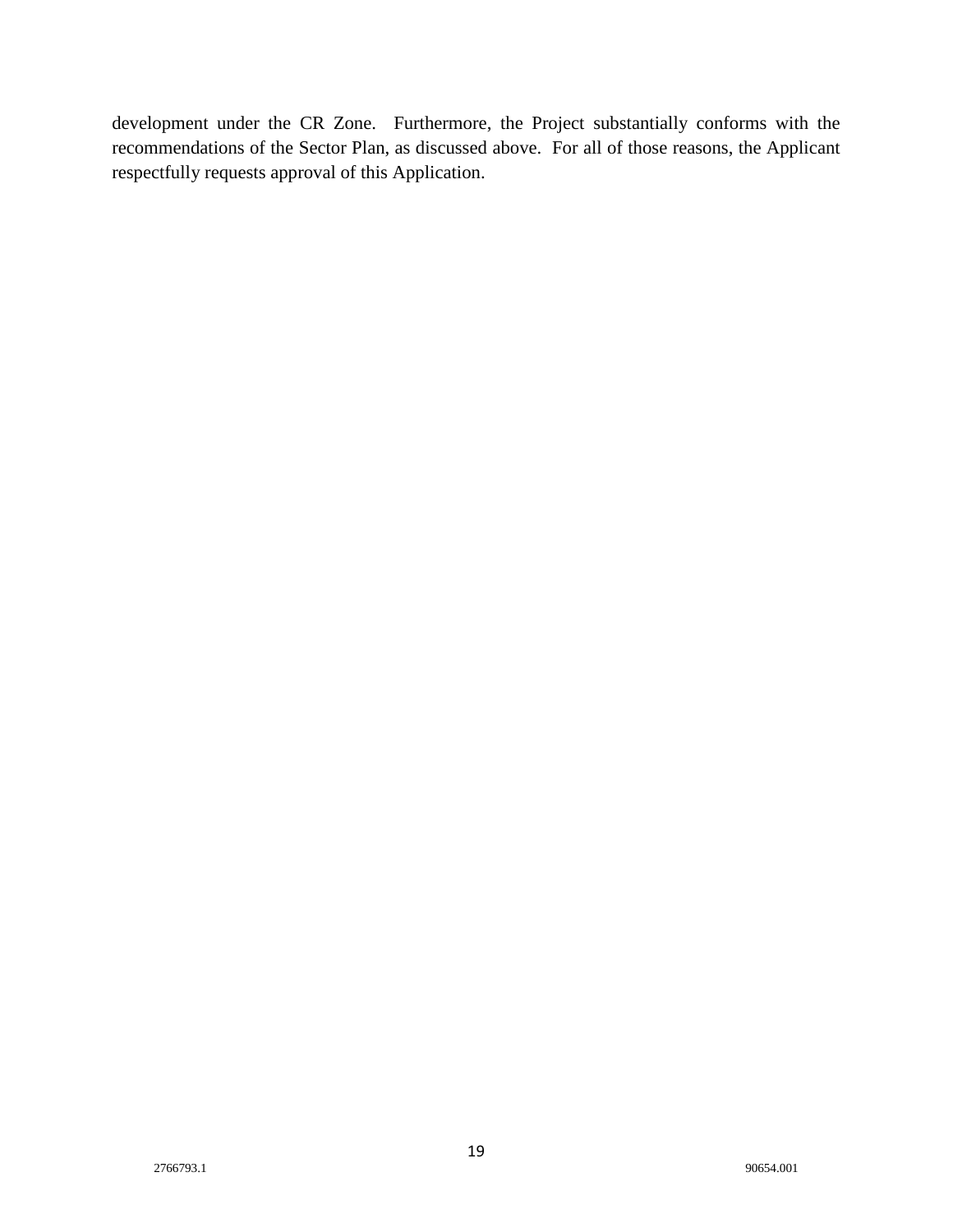development under the CR Zone. Furthermore, the Project substantially conforms with the recommendations of the Sector Plan, as discussed above. For all of those reasons, the Applicant respectfully requests approval of this Application.